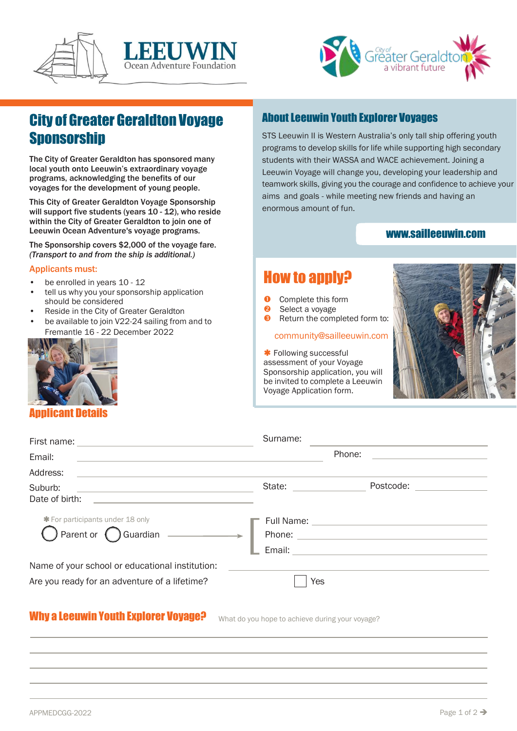# City of Greater Geraldton Voyage Sponsorship

**The City of Greater Geraldton has sponsored many local youth onto Leeuwin's extraordinary voyage programs, acknowledging the benefits of our voyages for the development of young people.**

**This City of Greater Geraldton Voyage Sponsorship will support five students (years 10 - 12), who reside within the City of Greater Geraldton to join one of Leeuwin Ocean Adventure's voyage programs.**

**The Sponsorship covers $2,000 of the voyage fare.** ***(Transport to and from the ship is additional.)***

### Applicants must:

- be enrolled in years 10 - 12
- tell us why you your sponsorship application should be considered
- Reside in the City of Greater Geraldton
- be available to join V22-24 sailing from and to Fremantle 16 - 22 December 2022

## About Leeuwin Youth Explorer Voyages

STS Leeuwin II is Western Australia's only tall ship offering youth programs to develop skills for life while supporting high secondary students with their WASSA and WACE achievement. Joining a Leeuwin Voyage will change you, developing your leadership and teamwork skills, giving you the courage and confidence to achieve your aims and goals - while meeting new friends and having an enormous amount of fun.

**www.sailleeuwin.com**

## How to apply?

1. Complete this form
2. Select a voyage
3. Return the completed form to:

community@sailleeuwin.com

* Following successful assessment of your Voyage Sponsorship application, you will be invited to complete a Leeuwin Voyage Application form.

## Applicant Details

First name: ______________________ Surname: ______________________

Email: ______________________ Phone: ______________________

Address: ______________________

Suburb: ______________________ State: __________ Postcode: __________

Date of birth: ______________________

* For participants under 18 only

○ Parent or ○ Guardian →

Full Name: ______________________
Phone: ______________________
Email: ______________________

Name of your school or educational institution: ______________________

Are you ready for an adventure of a lifetime? ☐ Yes

## Why a Leeuwin Youth Explorer Voyage?

What do you hope to achieve during your voyage?

______________________

______________________

______________________

______________________

______________________

APPMEDCGG-2022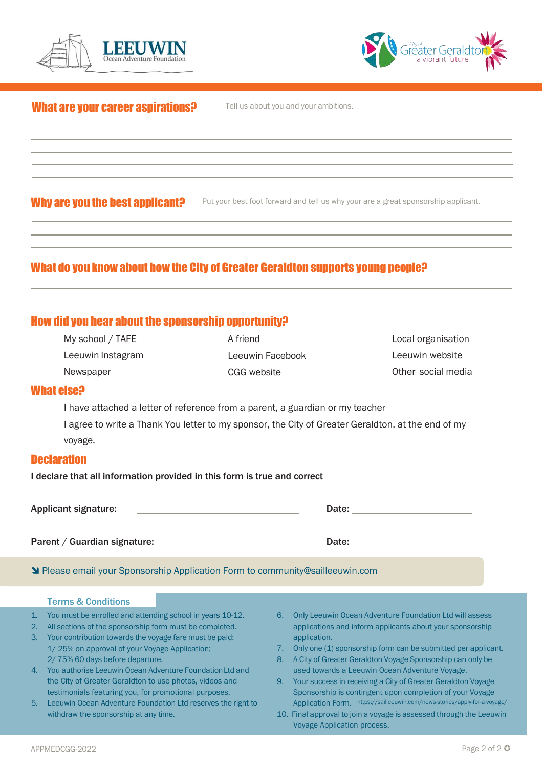LEEUWIN Ocean Adventure Foundation

City of Greater Geraldton a vibrant future

## What are your career aspirations?

Tell us about you and your ambitions.

## Why are you the best applicant?

Put your best foot forward and tell us why your are a great sponsorship applicant.

## What do you know about how the City of Greater Geraldton supports young people?

## How did you hear about the sponsorship opportunity?

| | | |
|---|---|---|
| My school / TAFE | A friend | Local organisation |
| Leeuwin Instagram | Leeuwin Facebook | Leeuwin website |
| Newspaper | CGG website | Other social media |

## What else?

I have attached a letter of reference from a parent, a guardian or my teacher

I agree to write a Thank You letter to my sponsor, the City of Greater Geraldton, at the end of my voyage.

## Declaration

**I declare that all information provided in this form is true and correct**

**Applicant signature:** ______________________ **Date:** ______________________

**Parent / Guardian signature:** ______________________ **Date:** ______________________

Please email your Sponsorship Application Form to community@sailleeuwin.com

### Terms & Conditions

1. You must be enrolled and attending school in years 10-12.
2. All sections of the sponsorship form must be completed.
3. Your contribution towards the voyage fare must be paid:
   1/ 25% on approval of your Voyage Application;
   2/ 75% 60 days before departure.
4. You authorise Leeuwin Ocean Adventure Foundation Ltd and the City of Greater Geraldton to use photos, videos and testimonials featuring you, for promotional purposes.
5. Leeuwin Ocean Adventure Foundation Ltd reserves the right to withdraw the sponsorship at any time.
6. Only Leeuwin Ocean Adventure Foundation Ltd will assess applications and inform applicants about your sponsorship application.
7. Only one (1) sponsorship form can be submitted per applicant.
8. A City of Greater Geraldton Voyage Sponsorship can only be used towards a Leeuwin Ocean Adventure Voyage.
9. Your success in receiving a City of Greater Geraldton Voyage Sponsorship is contingent upon completion of your Voyage Application Form. https://sailleeuwin.com/news-stories/apply-for-a-voyage/
10. Final approval to join a voyage is assessed through the Leeuwin Voyage Application process.

APPMEDCGG-2022